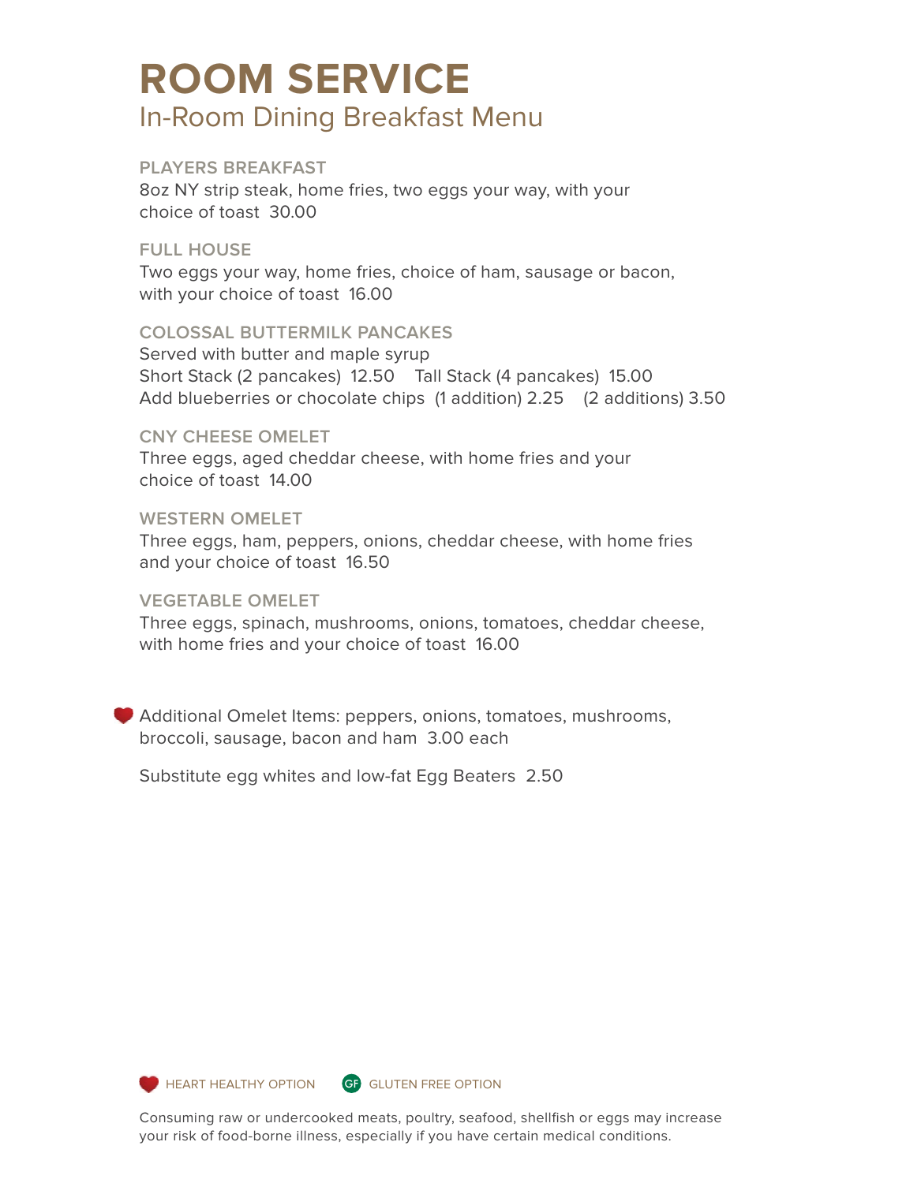# ROOM SERVICE

## In-Room Dining Breakfast Menu

### PLAYERS BREAKFAST

8oz NY strip steak, home fries, two eggs your way, with your choice of toast 30.00

### FULL HOUSE

Two eggs your way, home fries, choice of ham, sausage or bacon, with your choice of toast 16.00

### COLOSSAL BUTTERMILK PANCAKES

Served with butter and maple syrup
Short Stack (2 pancakes) 12.50 Tall Stack (4 pancakes) 15.00
Add blueberries or chocolate chips (1 addition) 2.25 (2 additions) 3.50

### CNY CHEESE OMELET

Three eggs, aged cheddar cheese, with home fries and your choice of toast 14.00

### WESTERN OMELET

Three eggs, ham, peppers, onions, cheddar cheese, with home fries and your choice of toast 16.50

### VEGETABLE OMELET

Three eggs, spinach, mushrooms, onions, tomatoes, cheddar cheese, with home fries and your choice of toast 16.00

❤ Additional Omelet Items: peppers, onions, tomatoes, mushrooms, broccoli, sausage, bacon and ham 3.00 each

Substitute egg whites and low-fat Egg Beaters 2.50

❤ HEART HEALTHY OPTION GF GLUTEN FREE OPTION

Consuming raw or undercooked meats, poultry, seafood, shellfish or eggs may increase your risk of food-borne illness, especially if you have certain medical conditions.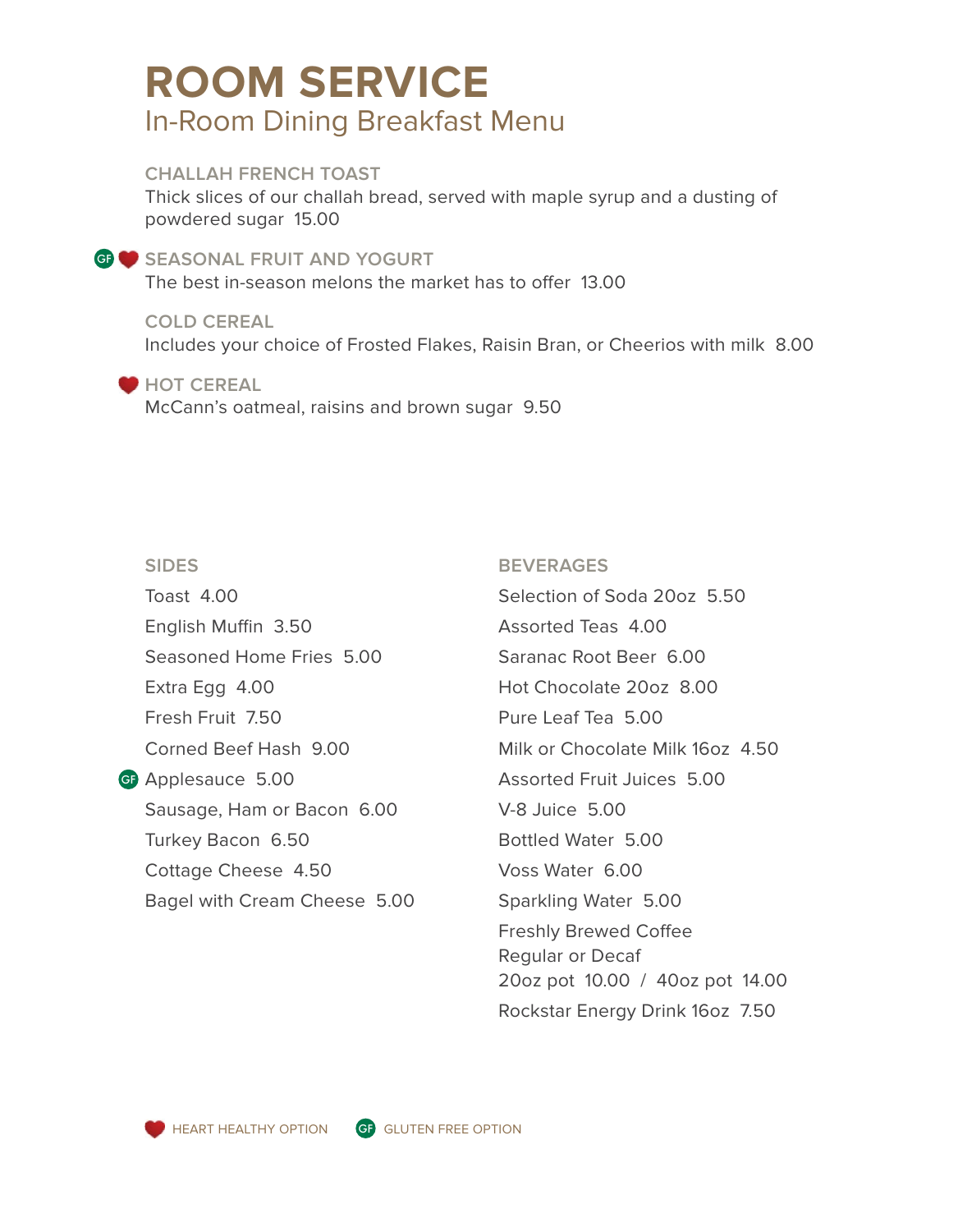# ROOM SERVICE

## In-Room Dining Breakfast Menu

### CHALLAH FRENCH TOAST

Thick slices of our challah bread, served with maple syrup and a dusting of powdered sugar 15.00

### GF ❤ SEASONAL FRUIT AND YOGURT

The best in-season melons the market has to offer 13.00

### COLD CEREAL

Includes your choice of Frosted Flakes, Raisin Bran, or Cheerios with milk 8.00

### ❤ HOT CEREAL

McCann's oatmeal, raisins and brown sugar 9.50

### SIDES

- Toast 4.00
- English Muffin 3.50
- Seasoned Home Fries 5.00
- Extra Egg 4.00
- Fresh Fruit 7.50
- Corned Beef Hash 9.00
- GF Applesauce 5.00
- Sausage, Ham or Bacon 6.00
- Turkey Bacon 6.50
- Cottage Cheese 4.50
- Bagel with Cream Cheese 5.00

### BEVERAGES

- Selection of Soda 20oz 5.50
- Assorted Teas 4.00
- Saranac Root Beer 6.00
- Hot Chocolate 20oz 8.00
- Pure Leaf Tea 5.00
- Milk or Chocolate Milk 16oz 4.50
- Assorted Fruit Juices 5.00
- V-8 Juice 5.00
- Bottled Water 5.00
- Voss Water 6.00
- Sparkling Water 5.00
- Freshly Brewed Coffee
  Regular or Decaf
  20oz pot 10.00 / 40oz pot 14.00
- Rockstar Energy Drink 16oz 7.50

❤ HEART HEALTHY OPTION GF GLUTEN FREE OPTION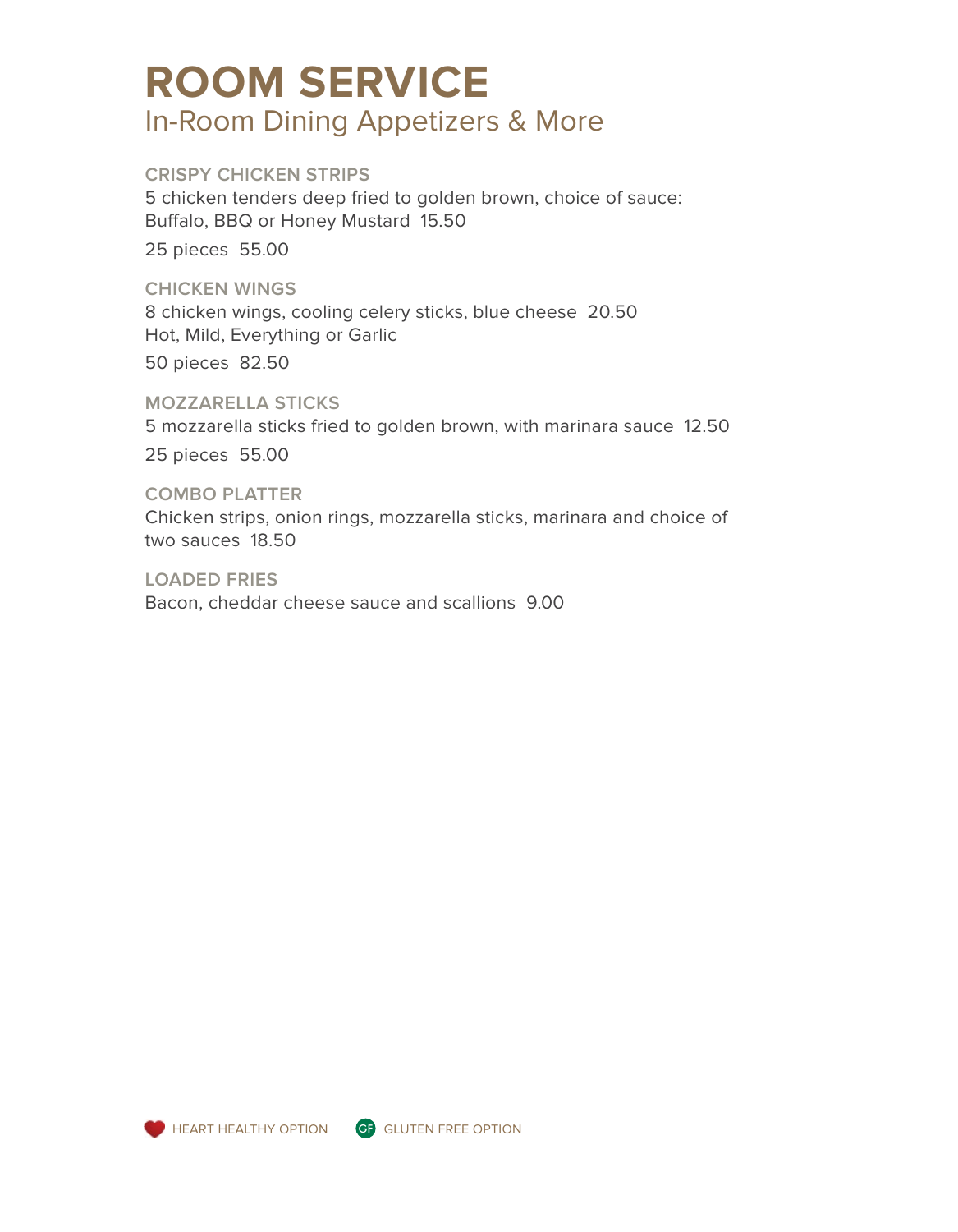# ROOM SERVICE

## In-Room Dining Appetizers & More

### CRISPY CHICKEN STRIPS

5 chicken tenders deep fried to golden brown, choice of sauce: Buffalo, BBQ or Honey Mustard 15.50

25 pieces 55.00

### CHICKEN WINGS

8 chicken wings, cooling celery sticks, blue cheese 20.50
Hot, Mild, Everything or Garlic

50 pieces 82.50

### MOZZARELLA STICKS

5 mozzarella sticks fried to golden brown, with marinara sauce 12.50

25 pieces 55.00

### COMBO PLATTER

Chicken strips, onion rings, mozzarella sticks, marinara and choice of two sauces 18.50

### LOADED FRIES

Bacon, cheddar cheese sauce and scallions 9.00

HEART HEALTHY OPTION    GF GLUTEN FREE OPTION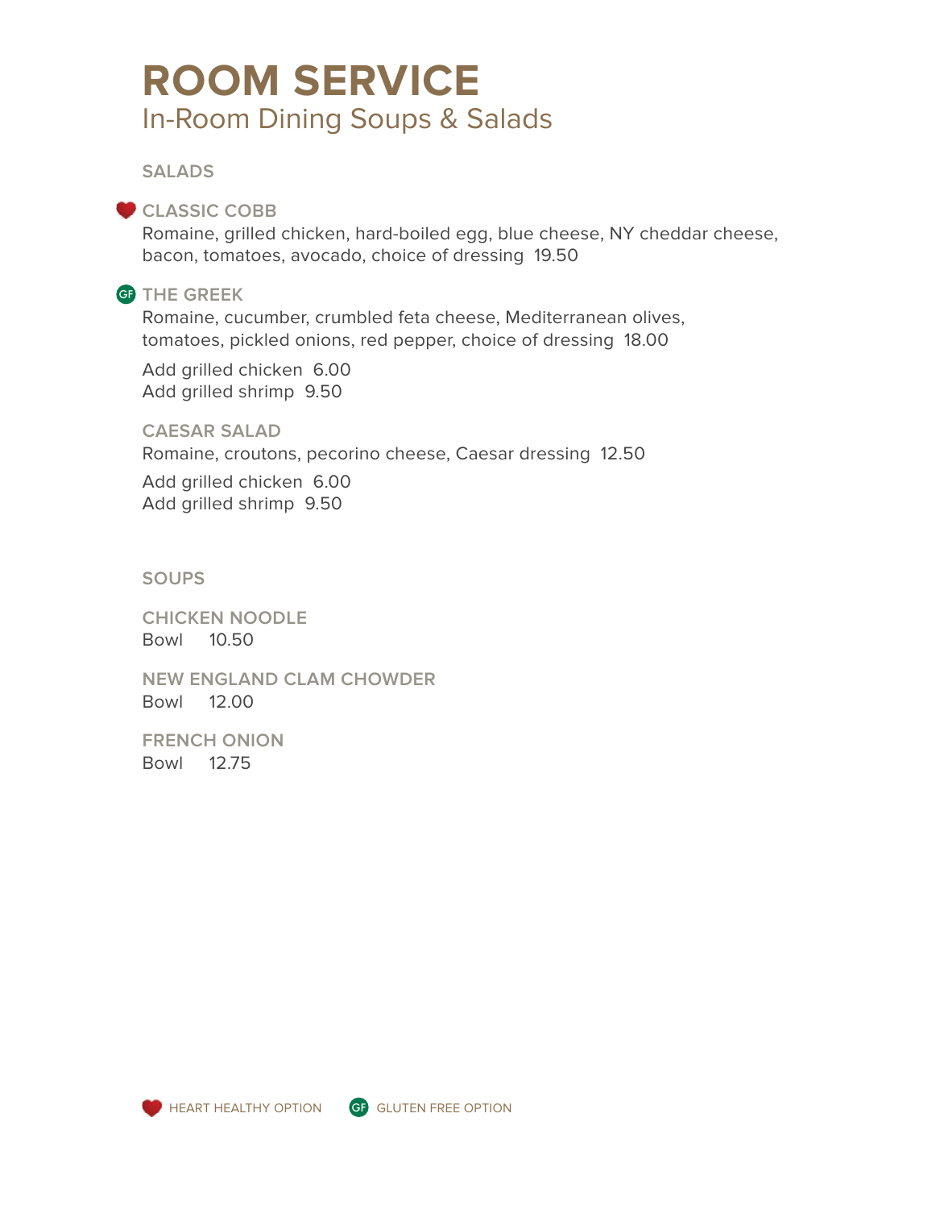# ROOM SERVICE

## In-Room Dining Soups & Salads

### SALADS

❤ **CLASSIC COBB**
Romaine, grilled chicken, hard-boiled egg, blue cheese, NY cheddar cheese, bacon, tomatoes, avocado, choice of dressing 19.50

GF **THE GREEK**
Romaine, cucumber, crumbled feta cheese, Mediterranean olives, tomatoes, pickled onions, red pepper, choice of dressing 18.00

Add grilled chicken 6.00
Add grilled shrimp 9.50

**CAESAR SALAD**
Romaine, croutons, pecorino cheese, Caesar dressing 12.50

Add grilled chicken 6.00
Add grilled shrimp 9.50

### SOUPS

**CHICKEN NOODLE**
Bowl 10.50

**NEW ENGLAND CLAM CHOWDER**
Bowl 12.00

**FRENCH ONION**
Bowl 12.75

❤ HEART HEALTHY OPTION GF GLUTEN FREE OPTION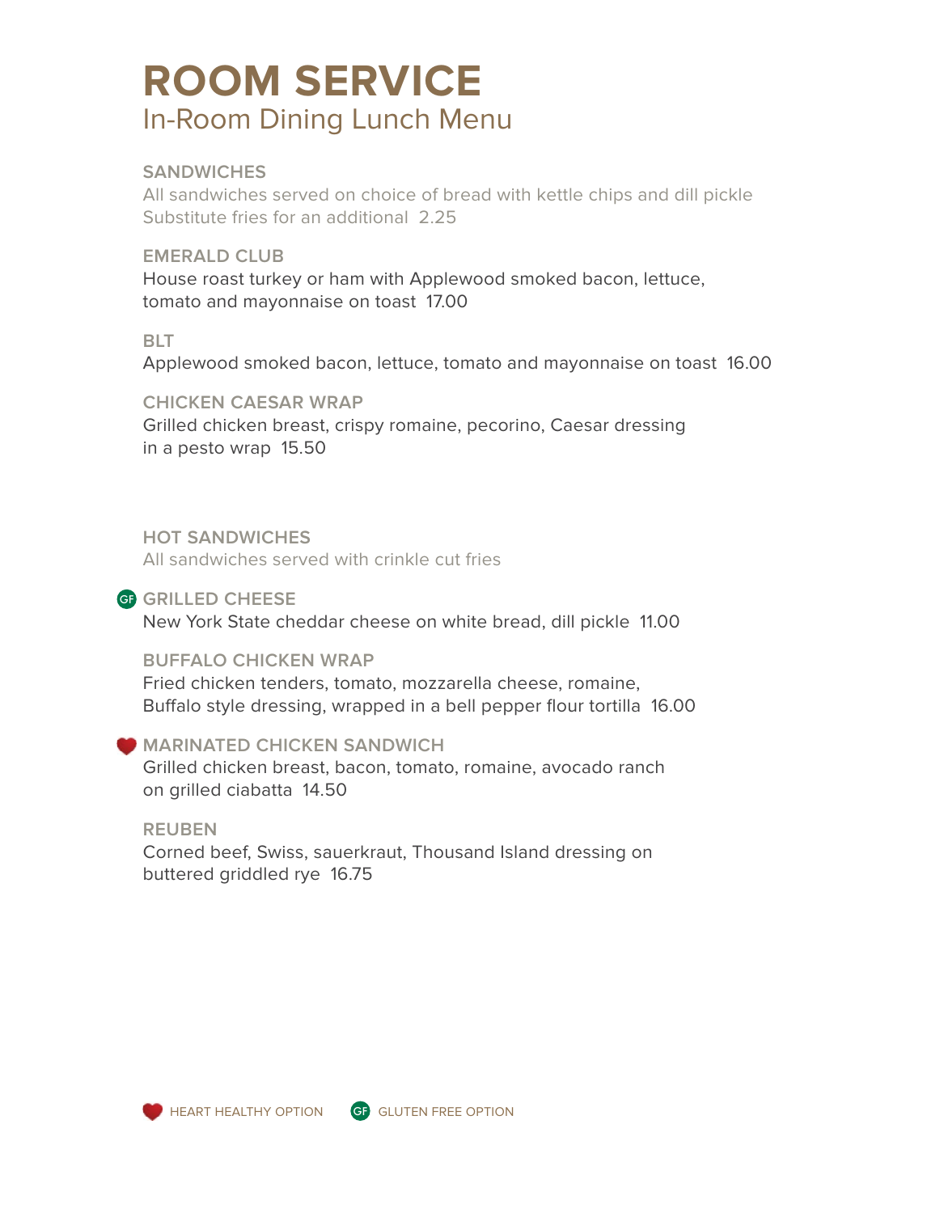# ROOM SERVICE

## In-Room Dining Lunch Menu

### SANDWICHES

All sandwiches served on choice of bread with kettle chips and dill pickle
Substitute fries for an additional 2.25

**EMERALD CLUB**
House roast turkey or ham with Applewood smoked bacon, lettuce, tomato and mayonnaise on toast 17.00

**BLT**
Applewood smoked bacon, lettuce, tomato and mayonnaise on toast 16.00

**CHICKEN CAESAR WRAP**
Grilled chicken breast, crispy romaine, pecorino, Caesar dressing in a pesto wrap 15.50

### HOT SANDWICHES

All sandwiches served with crinkle cut fries

GF **GRILLED CHEESE**
New York State cheddar cheese on white bread, dill pickle 11.00

**BUFFALO CHICKEN WRAP**
Fried chicken tenders, tomato, mozzarella cheese, romaine, Buffalo style dressing, wrapped in a bell pepper flour tortilla 16.00

♥ **MARINATED CHICKEN SANDWICH**
Grilled chicken breast, bacon, tomato, romaine, avocado ranch on grilled ciabatta 14.50

**REUBEN**
Corned beef, Swiss, sauerkraut, Thousand Island dressing on buttered griddled rye 16.75

♥ HEART HEALTHY OPTION GF GLUTEN FREE OPTION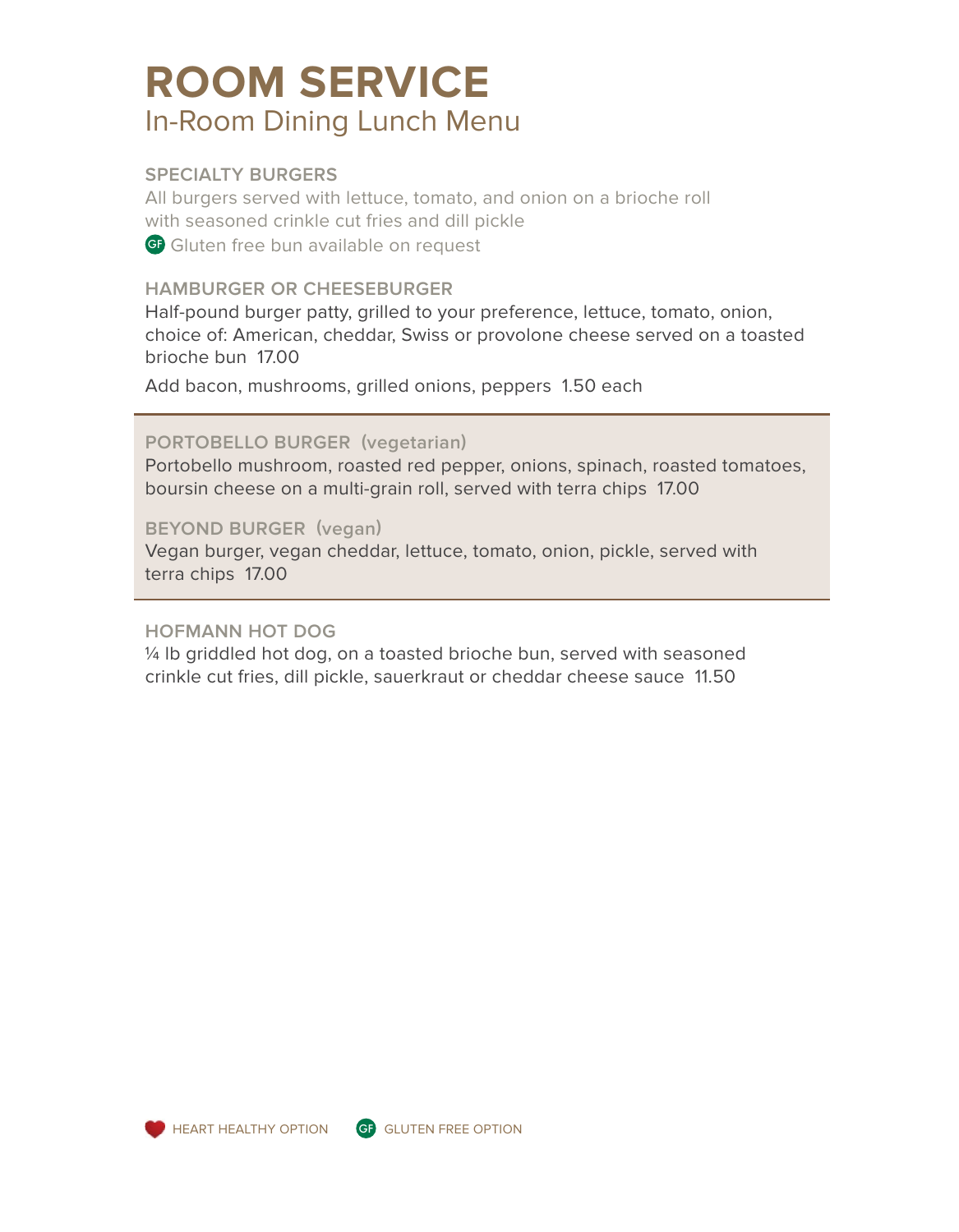# ROOM SERVICE

## In-Room Dining Lunch Menu

### SPECIALTY BURGERS

All burgers served with lettuce, tomato, and onion on a brioche roll with seasoned crinkle cut fries and dill pickle

GF Gluten free bun available on request

### HAMBURGER OR CHEESEBURGER

Half-pound burger patty, grilled to your preference, lettuce, tomato, onion, choice of: American, cheddar, Swiss or provolone cheese served on a toasted brioche bun 17.00

Add bacon, mushrooms, grilled onions, peppers 1.50 each

---

### PORTOBELLO BURGER (vegetarian)

Portobello mushroom, roasted red pepper, onions, spinach, roasted tomatoes, boursin cheese on a multi-grain roll, served with terra chips 17.00

### BEYOND BURGER (vegan)

Vegan burger, vegan cheddar, lettuce, tomato, onion, pickle, served with terra chips 17.00

---

### HOFMANN HOT DOG

¼ lb griddled hot dog, on a toasted brioche bun, served with seasoned crinkle cut fries, dill pickle, sauerkraut or cheddar cheese sauce 11.50

HEART HEALTHY OPTION    GF GLUTEN FREE OPTION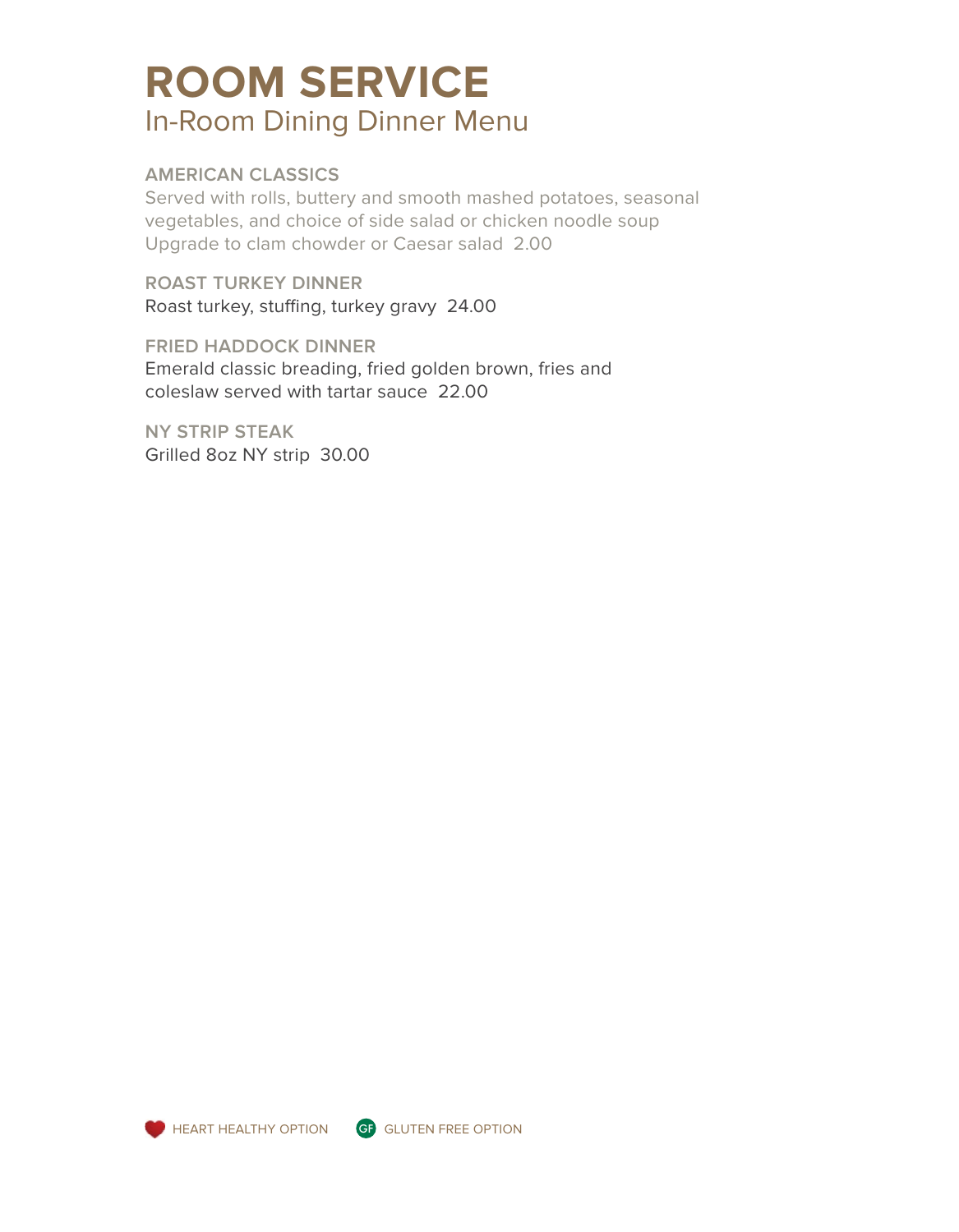# ROOM SERVICE

## In-Room Dining Dinner Menu

### AMERICAN CLASSICS

Served with rolls, buttery and smooth mashed potatoes, seasonal vegetables, and choice of side salad or chicken noodle soup
Upgrade to clam chowder or Caesar salad 2.00

**ROAST TURKEY DINNER**
Roast turkey, stuffing, turkey gravy 24.00

**FRIED HADDOCK DINNER**
Emerald classic breading, fried golden brown, fries and coleslaw served with tartar sauce 22.00

**NY STRIP STEAK**
Grilled 8oz NY strip 30.00

HEART HEALTHY OPTION    GF GLUTEN FREE OPTION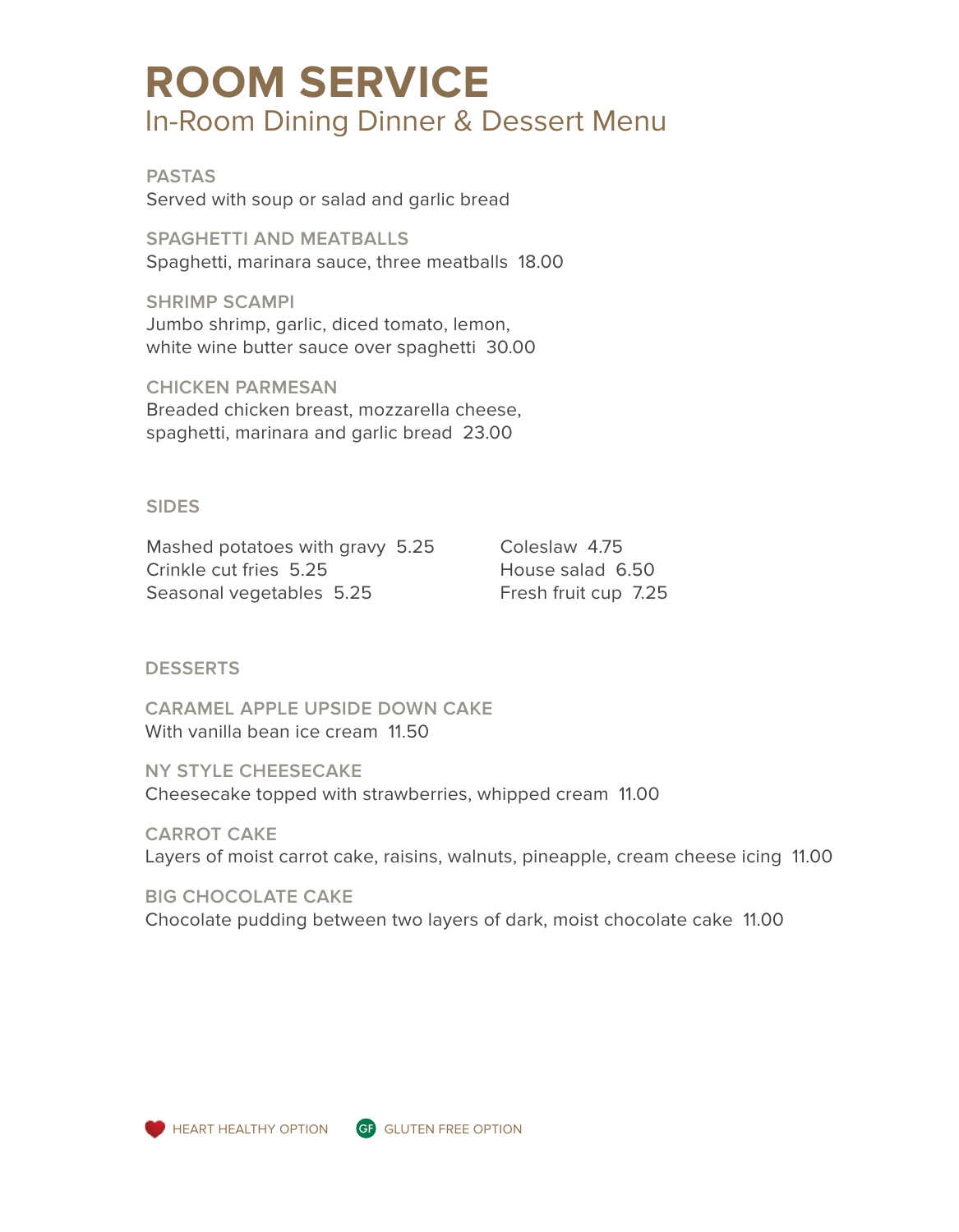# ROOM SERVICE

## In-Room Dining Dinner & Dessert Menu

### PASTAS

Served with soup or salad and garlic bread

**SPAGHETTI AND MEATBALLS**
Spaghetti, marinara sauce, three meatballs 18.00

**SHRIMP SCAMPI**
Jumbo shrimp, garlic, diced tomato, lemon, white wine butter sauce over spaghetti 30.00

**CHICKEN PARMESAN**
Breaded chicken breast, mozzarella cheese, spaghetti, marinara and garlic bread 23.00

### SIDES

Mashed potatoes with gravy 5.25
Crinkle cut fries 5.25
Seasonal vegetables 5.25
Coleslaw 4.75
House salad 6.50
Fresh fruit cup 7.25

### DESSERTS

**CARAMEL APPLE UPSIDE DOWN CAKE**
With vanilla bean ice cream 11.50

**NY STYLE CHEESECAKE**
Cheesecake topped with strawberries, whipped cream 11.00

**CARROT CAKE**
Layers of moist carrot cake, raisins, walnuts, pineapple, cream cheese icing 11.00

**BIG CHOCOLATE CAKE**
Chocolate pudding between two layers of dark, moist chocolate cake 11.00

HEART HEALTHY OPTION    GF GLUTEN FREE OPTION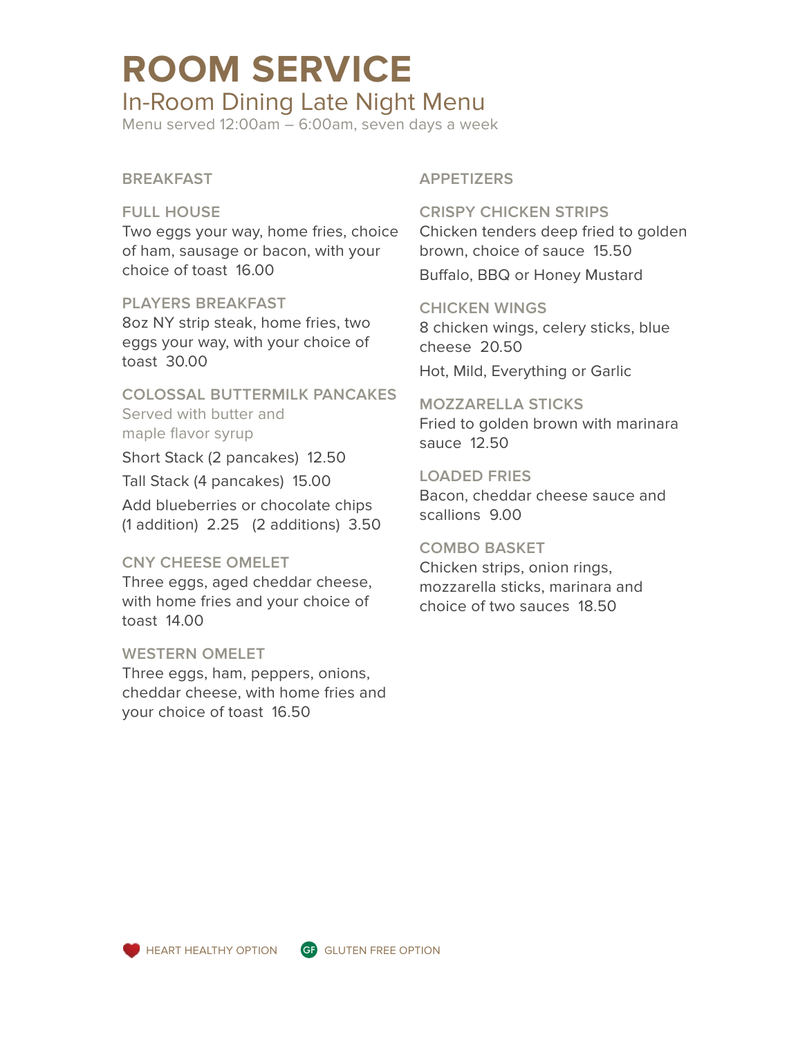# ROOM SERVICE

## In-Room Dining Late Night Menu

Menu served 12:00am – 6:00am, seven days a week

### BREAKFAST

**FULL HOUSE**
Two eggs your way, home fries, choice of ham, sausage or bacon, with your choice of toast 16.00

**PLAYERS BREAKFAST**
8oz NY strip steak, home fries, two eggs your way, with your choice of toast 30.00

**COLOSSAL BUTTERMILK PANCAKES**
Served with butter and maple flavor syrup

Short Stack (2 pancakes) 12.50

Tall Stack (4 pancakes) 15.00

Add blueberries or chocolate chips (1 addition) 2.25 (2 additions) 3.50

**CNY CHEESE OMELET**
Three eggs, aged cheddar cheese, with home fries and your choice of toast 14.00

**WESTERN OMELET**
Three eggs, ham, peppers, onions, cheddar cheese, with home fries and your choice of toast 16.50

### APPETIZERS

**CRISPY CHICKEN STRIPS**
Chicken tenders deep fried to golden brown, choice of sauce 15.50

Buffalo, BBQ or Honey Mustard

**CHICKEN WINGS**
8 chicken wings, celery sticks, blue cheese 20.50

Hot, Mild, Everything or Garlic

**MOZZARELLA STICKS**
Fried to golden brown with marinara sauce 12.50

**LOADED FRIES**
Bacon, cheddar cheese sauce and scallions 9.00

**COMBO BASKET**
Chicken strips, onion rings, mozzarella sticks, marinara and choice of two sauces 18.50

HEART HEALTHY OPTION    GF GLUTEN FREE OPTION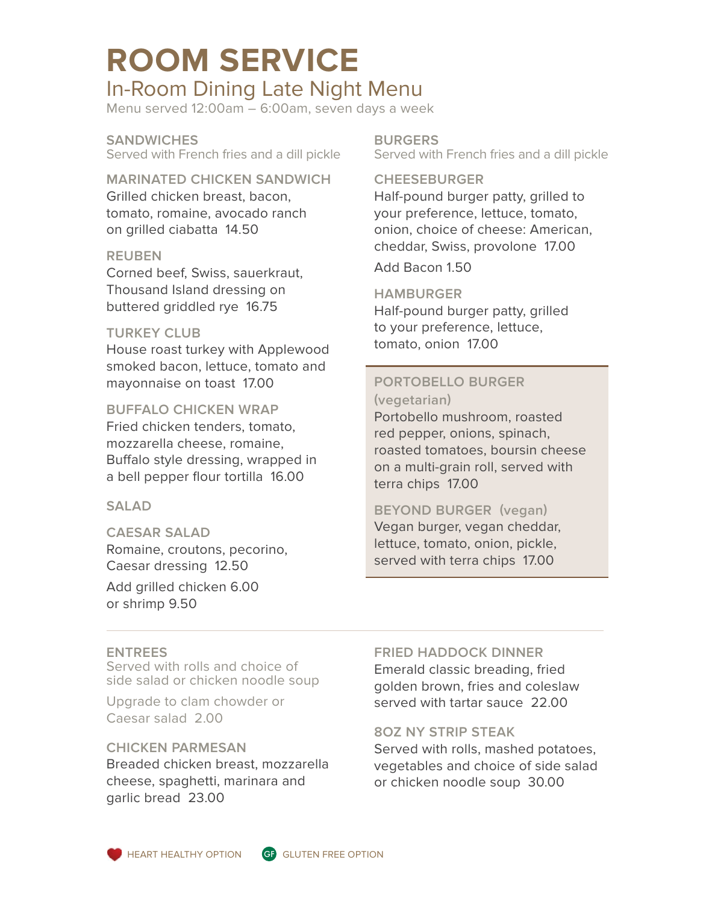# ROOM SERVICE

## In-Room Dining Late Night Menu

Menu served 12:00am – 6:00am, seven days a week

### SANDWICHES

Served with French fries and a dill pickle

**MARINATED CHICKEN SANDWICH**
Grilled chicken breast, bacon, tomato, romaine, avocado ranch on grilled ciabatta 14.50

**REUBEN**
Corned beef, Swiss, sauerkraut, Thousand Island dressing on buttered griddled rye 16.75

**TURKEY CLUB**
House roast turkey with Applewood smoked bacon, lettuce, tomato and mayonnaise on toast 17.00

**BUFFALO CHICKEN WRAP**
Fried chicken tenders, tomato, mozzarella cheese, romaine, Buffalo style dressing, wrapped in a bell pepper flour tortilla 16.00

### SALAD

**CAESAR SALAD**
Romaine, croutons, pecorino, Caesar dressing 12.50

Add grilled chicken 6.00 or shrimp 9.50

### BURGERS

Served with French fries and a dill pickle

**CHEESEBURGER**
Half-pound burger patty, grilled to your preference, lettuce, tomato, onion, choice of cheese: American, cheddar, Swiss, provolone 17.00

Add Bacon 1.50

**HAMBURGER**
Half-pound burger patty, grilled to your preference, lettuce, tomato, onion 17.00

**PORTOBELLO BURGER (vegetarian)**
Portobello mushroom, roasted red pepper, onions, spinach, roasted tomatoes, boursin cheese on a multi-grain roll, served with terra chips 17.00

**BEYOND BURGER (vegan)**
Vegan burger, vegan cheddar, lettuce, tomato, onion, pickle, served with terra chips 17.00

---

### ENTREES

Served with rolls and choice of side salad or chicken noodle soup

Upgrade to clam chowder or Caesar salad 2.00

**CHICKEN PARMESAN**
Breaded chicken breast, mozzarella cheese, spaghetti, marinara and garlic bread 23.00

**FRIED HADDOCK DINNER**
Emerald classic breading, fried golden brown, fries and coleslaw served with tartar sauce 22.00

**8OZ NY STRIP STEAK**
Served with rolls, mashed potatoes, vegetables and choice of side salad or chicken noodle soup 30.00

HEART HEALTHY OPTION | GF GLUTEN FREE OPTION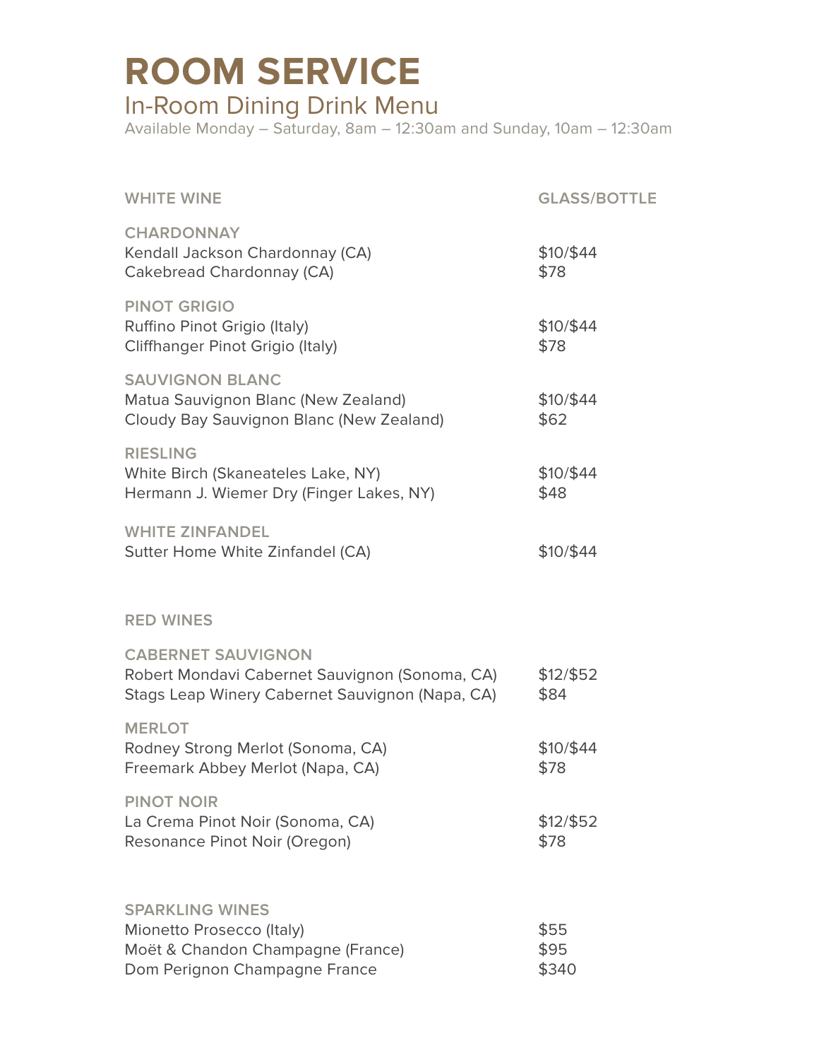# ROOM SERVICE

## In-Room Dining Drink Menu

Available Monday – Saturday, 8am – 12:30am and Sunday, 10am – 12:30am

| WHITE WINE | GLASS/BOTTLE |
|---|---|
| **CHARDONNAY** | |
| Kendall Jackson Chardonnay (CA) | $10/$44 |
| Cakebread Chardonnay (CA) | $78 |
| **PINOT GRIGIO** | |
| Ruffino Pinot Grigio (Italy) | $10/$44 |
| Cliffhanger Pinot Grigio (Italy) | $78 |
| **SAUVIGNON BLANC** | |
| Matua Sauvignon Blanc (New Zealand) | $10/$44 |
| Cloudy Bay Sauvignon Blanc (New Zealand) | $62 |
| **RIESLING** | |
| White Birch (Skaneateles Lake, NY) | $10/$44 |
| Hermann J. Wiemer Dry (Finger Lakes, NY) | $48 |
| **WHITE ZINFANDEL** | |
| Sutter Home White Zinfandel (CA) | $10/$44 |

| RED WINES | |
|---|---|
| **CABERNET SAUVIGNON** | |
| Robert Mondavi Cabernet Sauvignon (Sonoma, CA) | $12/$52 |
| Stags Leap Winery Cabernet Sauvignon (Napa, CA) | $84 |
| **MERLOT** | |
| Rodney Strong Merlot (Sonoma, CA) | $10/$44 |
| Freemark Abbey Merlot (Napa, CA) | $78 |
| **PINOT NOIR** | |
| La Crema Pinot Noir (Sonoma, CA) | $12/$52 |
| Resonance Pinot Noir (Oregon) | $78 |

| SPARKLING WINES | |
|---|---|
| Mionetto Prosecco (Italy) | $55 |
| Moët & Chandon Champagne (France) | $95 |
| Dom Perignon Champagne France | $340 |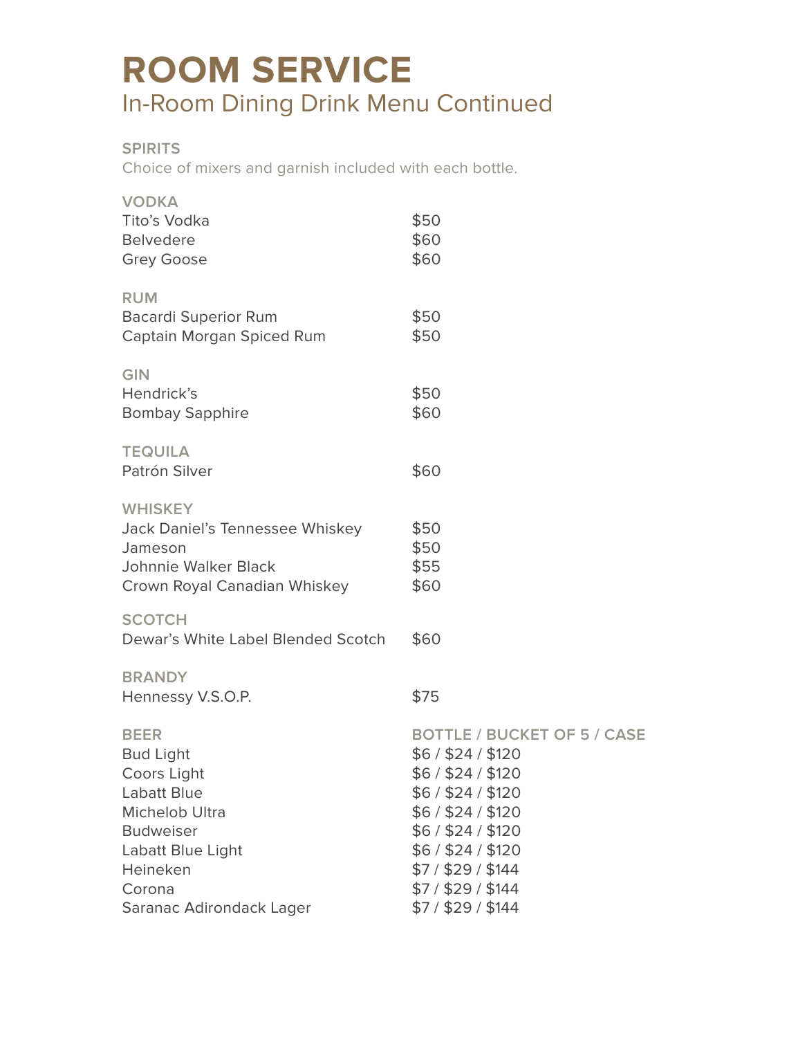# ROOM SERVICE

## In-Room Dining Drink Menu Continued

### SPIRITS

Choice of mixers and garnish included with each bottle.

#### VODKA

| | |
|---|---|
| Tito's Vodka | $50 |
| Belvedere | $60 |
| Grey Goose | $60 |

#### RUM

| | |
|---|---|
| Bacardi Superior Rum | $50 |
| Captain Morgan Spiced Rum | $50 |

#### GIN

| | |
|---|---|
| Hendrick's | $50 |
| Bombay Sapphire | $60 |

#### TEQUILA

| | |
|---|---|
| Patrón Silver | $60 |

#### WHISKEY

| | |
|---|---|
| Jack Daniel's Tennessee Whiskey | $50 |
| Jameson | $50 |
| Johnnie Walker Black | $55 |
| Crown Royal Canadian Whiskey | $60 |

#### SCOTCH

| | |
|---|---|
| Dewar's White Label Blended Scotch | $60 |

#### BRANDY

| | |
|---|---|
| Hennessy V.S.O.P. | $75 |

#### BEER

| BEER | BOTTLE / BUCKET OF 5 / CASE |
|---|---|
| Bud Light | $6 / $24 / $120 |
| Coors Light | $6 / $24 / $120 |
| Labatt Blue | $6 / $24 / $120 |
| Michelob Ultra | $6 / $24 / $120 |
| Budweiser | $6 / $24 / $120 |
| Labatt Blue Light | $6 / $24 / $120 |
| Heineken | $7 / $29 / $144 |
| Corona | $7 / $29 / $144 |
| Saranac Adirondack Lager | $7 / $29 / $144 |